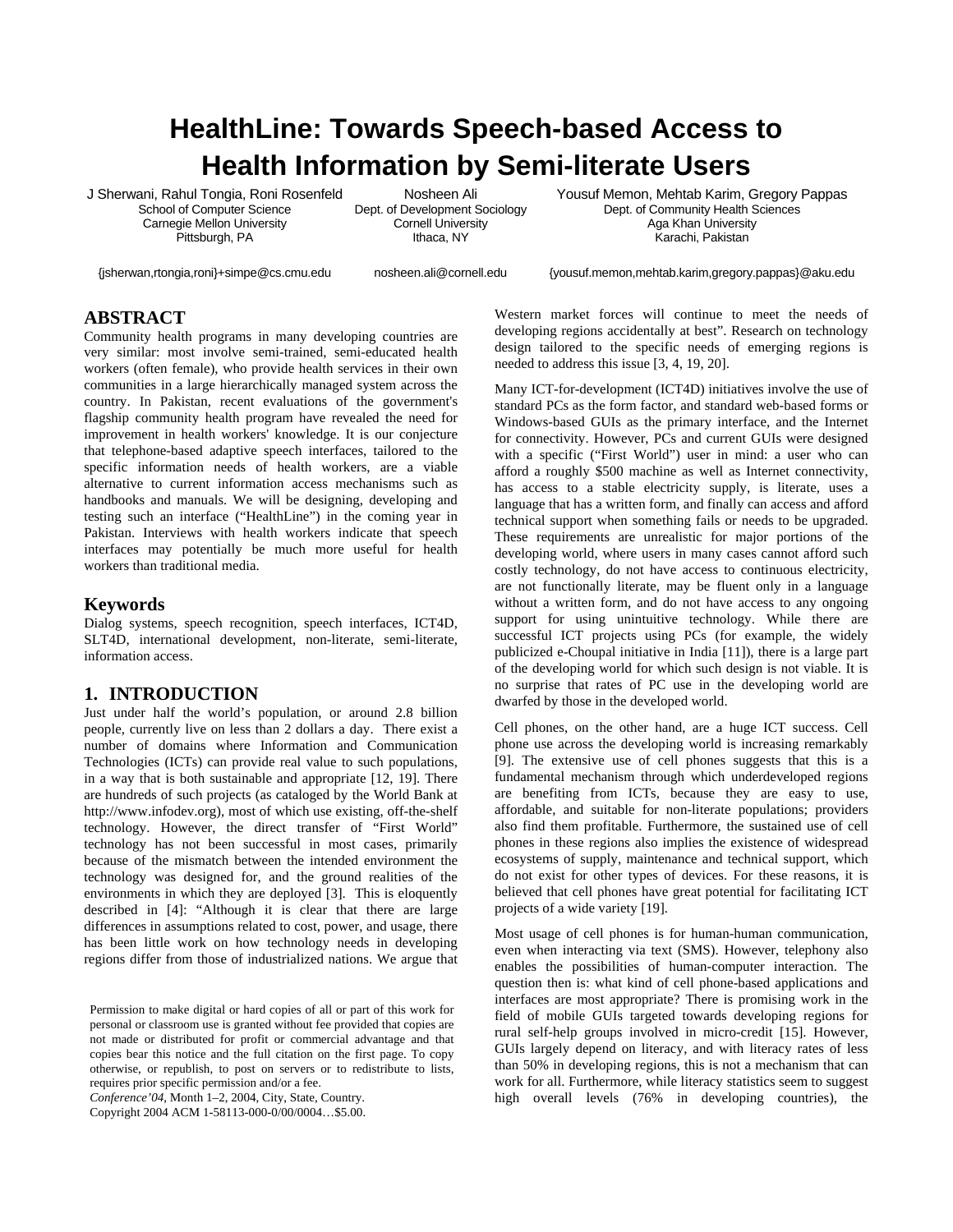# HealthLine: Towards Speech-based Access to Health Information by Semi-literate Users

J Sherwani, Rahul Tongia, Roni Rosenfeld
School of Computer Science
Carnegie Mellon University
Pittsburgh, PA
{jsherwan,rtongia,roni}+simpe@cs.cmu.edu

Nosheen Ali
Dept. of Development Sociology
Cornell University
Ithaca, NY
nosheen.ali@cornell.edu

Yousuf Memon, Mehtab Karim, Gregory Pappas
Dept. of Community Health Sciences
Aga Khan University
Karachi, Pakistan
{yousuf.memon,mehtab.karim,gregory.pappas}@aku.edu

## ABSTRACT

Community health programs in many developing countries are very similar: most involve semi-trained, semi-educated health workers (often female), who provide health services in their own communities in a large hierarchically managed system across the country. In Pakistan, recent evaluations of the government's flagship community health program have revealed the need for improvement in health workers' knowledge. It is our conjecture that telephone-based adaptive speech interfaces, tailored to the specific information needs of health workers, are a viable alternative to current information access mechanisms such as handbooks and manuals. We will be designing, developing and testing such an interface ("HealthLine") in the coming year in Pakistan. Interviews with health workers indicate that speech interfaces may potentially be much more useful for health workers than traditional media.

## Keywords

Dialog systems, speech recognition, speech interfaces, ICT4D, SLT4D, international development, non-literate, semi-literate, information access.

## 1. INTRODUCTION

Just under half the world's population, or around 2.8 billion people, currently live on less than 2 dollars a day. There exist a number of domains where Information and Communication Technologies (ICTs) can provide real value to such populations, in a way that is both sustainable and appropriate [12, 19]. There are hundreds of such projects (as cataloged by the World Bank at http://www.infodev.org), most of which use existing, off-the-shelf technology. However, the direct transfer of "First World" technology has not been successful in most cases, primarily because of the mismatch between the intended environment the technology was designed for, and the ground realities of the environments in which they are deployed [3]. This is eloquently described in [4]: "Although it is clear that there are large differences in assumptions related to cost, power, and usage, there has been little work on how technology needs in developing regions differ from those of industrialized nations. We argue that Western market forces will continue to meet the needs of developing regions accidentally at best". Research on technology design tailored to the specific needs of emerging regions is needed to address this issue [3, 4, 19, 20].

Many ICT-for-development (ICT4D) initiatives involve the use of standard PCs as the form factor, and standard web-based forms or Windows-based GUIs as the primary interface, and the Internet for connectivity. However, PCs and current GUIs were designed with a specific ("First World") user in mind: a user who can afford a roughly $500 machine as well as Internet connectivity, has access to a stable electricity supply, is literate, uses a language that has a written form, and finally can access and afford technical support when something fails or needs to be upgraded. These requirements are unrealistic for major portions of the developing world, where users in many cases cannot afford such costly technology, do not have access to continuous electricity, are not functionally literate, may be fluent only in a language without a written form, and do not have access to any ongoing support for using unintuitive technology. While there are successful ICT projects using PCs (for example, the widely publicized e-Choupal initiative in India [11]), there is a large part of the developing world for which such design is not viable. It is no surprise that rates of PC use in the developing world are dwarfed by those in the developed world.

Cell phones, on the other hand, are a huge ICT success. Cell phone use across the developing world is increasing remarkably [9]. The extensive use of cell phones suggests that this is a fundamental mechanism through which underdeveloped regions are benefiting from ICTs, because they are easy to use, affordable, and suitable for non-literate populations; providers also find them profitable. Furthermore, the sustained use of cell phones in these regions also implies the existence of widespread ecosystems of supply, maintenance and technical support, which do not exist for other types of devices. For these reasons, it is believed that cell phones have great potential for facilitating ICT projects of a wide variety [19].

Most usage of cell phones is for human-human communication, even when interacting via text (SMS). However, telephony also enables the possibilities of human-computer interaction. The question then is: what kind of cell phone-based applications and interfaces are most appropriate? There is promising work in the field of mobile GUIs targeted towards developing regions for rural self-help groups involved in micro-credit [15]. However, GUIs largely depend on literacy, and with literacy rates of less than 50% in developing regions, this is not a mechanism that can work for all. Furthermore, while literacy statistics seem to suggest high overall levels (76% in developing countries), the

Permission to make digital or hard copies of all or part of this work for personal or classroom use is granted without fee provided that copies are not made or distributed for profit or commercial advantage and that copies bear this notice and the full citation on the first page. To copy otherwise, or republish, to post on servers or to redistribute to lists, requires prior specific permission and/or a fee.
*Conference'04*, Month 1–2, 2004, City, State, Country.
Copyright 2004 ACM 1-58113-000-0/00/0004…$5.00.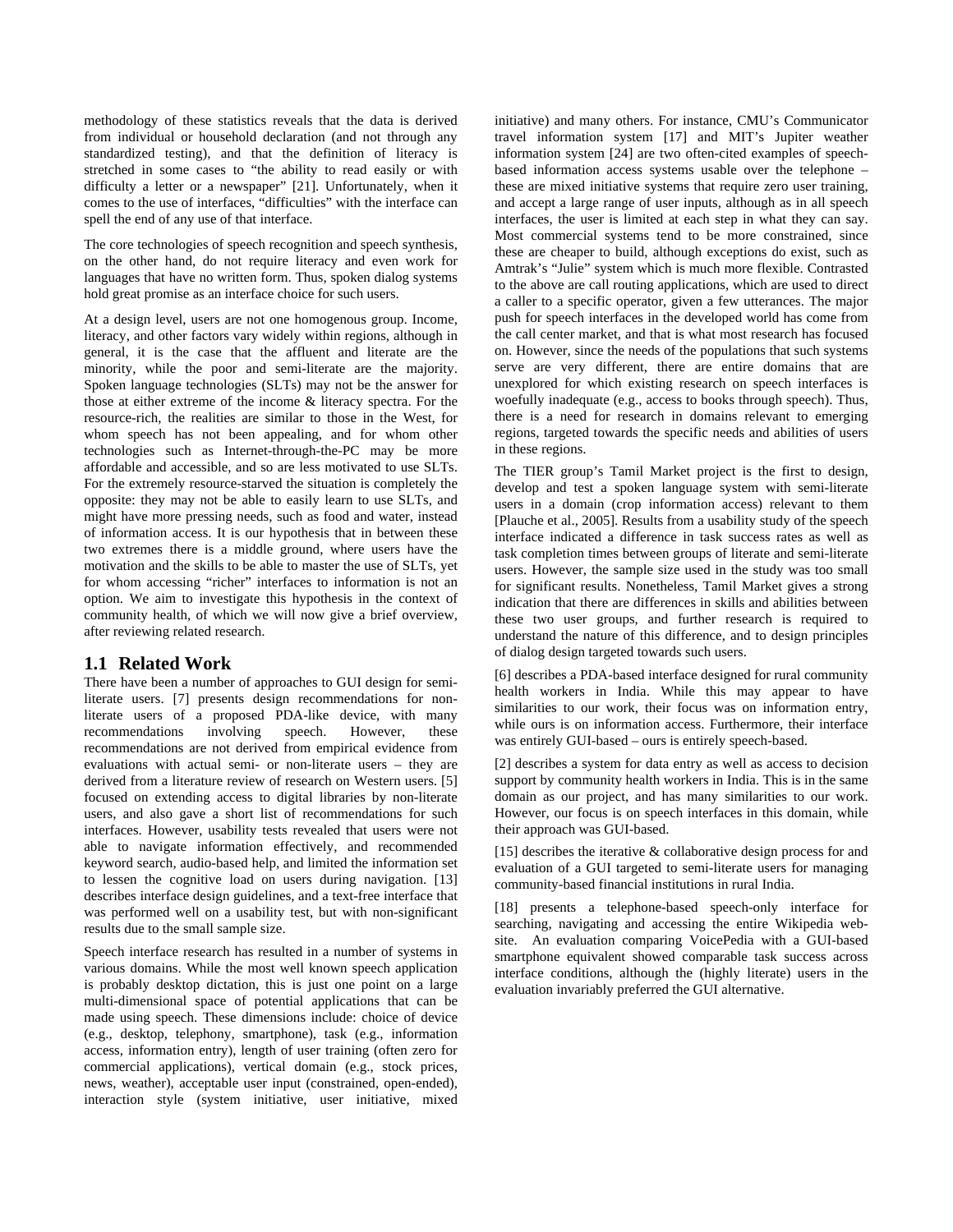methodology of these statistics reveals that the data is derived from individual or household declaration (and not through any standardized testing), and that the definition of literacy is stretched in some cases to "the ability to read easily or with difficulty a letter or a newspaper" [21]. Unfortunately, when it comes to the use of interfaces, "difficulties" with the interface can spell the end of any use of that interface.

The core technologies of speech recognition and speech synthesis, on the other hand, do not require literacy and even work for languages that have no written form. Thus, spoken dialog systems hold great promise as an interface choice for such users.

At a design level, users are not one homogenous group. Income, literacy, and other factors vary widely within regions, although in general, it is the case that the affluent and literate are the minority, while the poor and semi-literate are the majority. Spoken language technologies (SLTs) may not be the answer for those at either extreme of the income & literacy spectra. For the resource-rich, the realities are similar to those in the West, for whom speech has not been appealing, and for whom other technologies such as Internet-through-the-PC may be more affordable and accessible, and so are less motivated to use SLTs. For the extremely resource-starved the situation is completely the opposite: they may not be able to easily learn to use SLTs, and might have more pressing needs, such as food and water, instead of information access. It is our hypothesis that in between these two extremes there is a middle ground, where users have the motivation and the skills to be able to master the use of SLTs, yet for whom accessing "richer" interfaces to information is not an option. We aim to investigate this hypothesis in the context of community health, of which we will now give a brief overview, after reviewing related research.

## 1.1 Related Work

There have been a number of approaches to GUI design for semi-literate users. [7] presents design recommendations for non-literate users of a proposed PDA-like device, with many recommendations involving speech. However, these recommendations are not derived from empirical evidence from evaluations with actual semi- or non-literate users – they are derived from a literature review of research on Western users. [5] focused on extending access to digital libraries by non-literate users, and also gave a short list of recommendations for such interfaces. However, usability tests revealed that users were not able to navigate information effectively, and recommended keyword search, audio-based help, and limited the information set to lessen the cognitive load on users during navigation. [13] describes interface design guidelines, and a text-free interface that was performed well on a usability test, but with non-significant results due to the small sample size.

Speech interface research has resulted in a number of systems in various domains. While the most well known speech application is probably desktop dictation, this is just one point on a large multi-dimensional space of potential applications that can be made using speech. These dimensions include: choice of device (e.g., desktop, telephony, smartphone), task (e.g., information access, information entry), length of user training (often zero for commercial applications), vertical domain (e.g., stock prices, news, weather), acceptable user input (constrained, open-ended), interaction style (system initiative, user initiative, mixed initiative) and many others. For instance, CMU's Communicator travel information system [17] and MIT's Jupiter weather information system [24] are two often-cited examples of speech-based information access systems usable over the telephone – these are mixed initiative systems that require zero user training, and accept a large range of user inputs, although as in all speech interfaces, the user is limited at each step in what they can say. Most commercial systems tend to be more constrained, since these are cheaper to build, although exceptions do exist, such as Amtrak's "Julie" system which is much more flexible. Contrasted to the above are call routing applications, which are used to direct a caller to a specific operator, given a few utterances. The major push for speech interfaces in the developed world has come from the call center market, and that is what most research has focused on. However, since the needs of the populations that such systems serve are very different, there are entire domains that are unexplored for which existing research on speech interfaces is woefully inadequate (e.g., access to books through speech). Thus, there is a need for research in domains relevant to emerging regions, targeted towards the specific needs and abilities of users in these regions.

The TIER group's Tamil Market project is the first to design, develop and test a spoken language system with semi-literate users in a domain (crop information access) relevant to them [Plauche et al., 2005]. Results from a usability study of the speech interface indicated a difference in task success rates as well as task completion times between groups of literate and semi-literate users. However, the sample size used in the study was too small for significant results. Nonetheless, Tamil Market gives a strong indication that there are differences in skills and abilities between these two user groups, and further research is required to understand the nature of this difference, and to design principles of dialog design targeted towards such users.

[6] describes a PDA-based interface designed for rural community health workers in India. While this may appear to have similarities to our work, their focus was on information entry, while ours is on information access. Furthermore, their interface was entirely GUI-based – ours is entirely speech-based.

[2] describes a system for data entry as well as access to decision support by community health workers in India. This is in the same domain as our project, and has many similarities to our work. However, our focus is on speech interfaces in this domain, while their approach was GUI-based.

[15] describes the iterative & collaborative design process for and evaluation of a GUI targeted to semi-literate users for managing community-based financial institutions in rural India.

[18] presents a telephone-based speech-only interface for searching, navigating and accessing the entire Wikipedia web-site. An evaluation comparing VoicePedia with a GUI-based smartphone equivalent showed comparable task success across interface conditions, although the (highly literate) users in the evaluation invariably preferred the GUI alternative.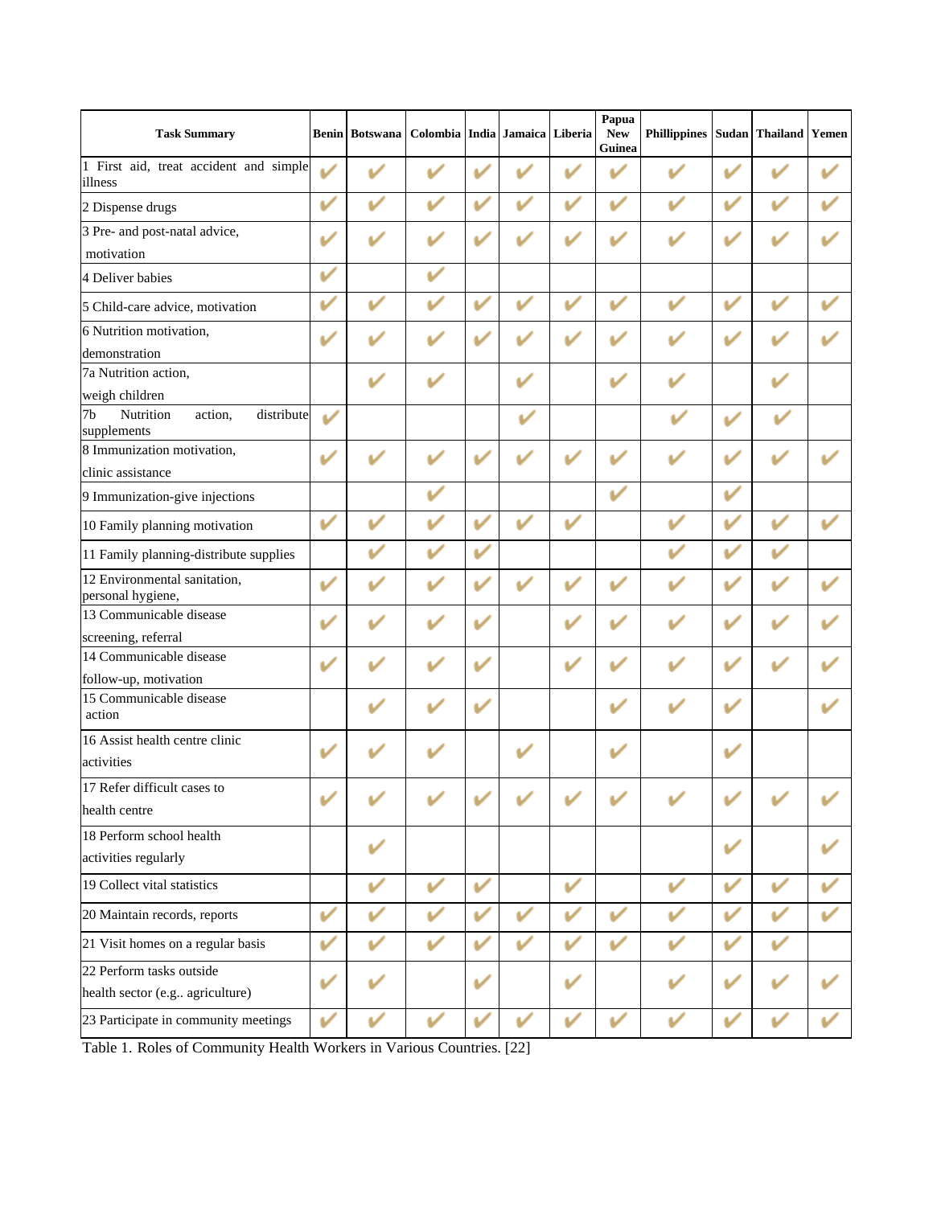| Task Summary | Benin | Botswana | Colombia | India | Jamaica | Liberia | Papua New Guinea | Phillippines | Sudan | Thailand | Yemen |
|---|---|---|---|---|---|---|---|---|---|---|---|
| 1 First aid, treat accident and simple illness | ✔ | ✔ | ✔ | ✔ | ✔ | ✔ | ✔ | ✔ | ✔ | ✔ | ✔ |
| 2 Dispense drugs | ✔ | ✔ | ✔ | ✔ | ✔ | ✔ | ✔ | ✔ | ✔ | ✔ | ✔ |
| 3 Pre- and post-natal advice, motivation | ✔ | ✔ | ✔ | ✔ | ✔ | ✔ | ✔ | ✔ | ✔ | ✔ | ✔ |
| 4 Deliver babies | ✔ | | ✔ | | | | | | | | |
| 5 Child-care advice, motivation | ✔ | ✔ | ✔ | ✔ | ✔ | ✔ | ✔ | ✔ | ✔ | ✔ | ✔ |
| 6 Nutrition motivation, demonstration | ✔ | ✔ | ✔ | ✔ | ✔ | ✔ | ✔ | ✔ | ✔ | ✔ | ✔ |
| 7a Nutrition action, weigh children | | ✔ | ✔ | | ✔ | | ✔ | ✔ | | ✔ | |
| 7b Nutrition action, distribute supplements | ✔ | | | | ✔ | | | ✔ | ✔ | ✔ | |
| 8 Immunization motivation, clinic assistance | ✔ | ✔ | ✔ | ✔ | ✔ | ✔ | ✔ | ✔ | ✔ | ✔ | ✔ |
| 9 Immunization-give injections | | | ✔ | | | | ✔ | | ✔ | | |
| 10 Family planning motivation | ✔ | ✔ | ✔ | ✔ | ✔ | ✔ | | ✔ | ✔ | ✔ | ✔ |
| 11 Family planning-distribute supplies | | ✔ | ✔ | ✔ | | | | ✔ | ✔ | ✔ | |
| 12 Environmental sanitation, personal hygiene, | ✔ | ✔ | ✔ | ✔ | ✔ | ✔ | ✔ | ✔ | ✔ | ✔ | ✔ |
| 13 Communicable disease screening, referral | ✔ | ✔ | ✔ | ✔ | | ✔ | ✔ | ✔ | ✔ | ✔ | ✔ |
| 14 Communicable disease follow-up, motivation | ✔ | ✔ | ✔ | ✔ | | ✔ | ✔ | ✔ | ✔ | ✔ | ✔ |
| 15 Communicable disease action | | ✔ | ✔ | ✔ | | | ✔ | ✔ | ✔ | | ✔ |
| 16 Assist health centre clinic activities | ✔ | ✔ | ✔ | | ✔ | | ✔ | | ✔ | | |
| 17 Refer difficult cases to health centre | ✔ | ✔ | ✔ | ✔ | ✔ | ✔ | ✔ | ✔ | ✔ | ✔ | ✔ |
| 18 Perform school health activities regularly | | ✔ | | | | | | | ✔ | | ✔ |
| 19 Collect vital statistics | | ✔ | ✔ | ✔ | | ✔ | | ✔ | ✔ | ✔ | ✔ |
| 20 Maintain records, reports | ✔ | ✔ | ✔ | ✔ | ✔ | ✔ | ✔ | ✔ | ✔ | ✔ | ✔ |
| 21 Visit homes on a regular basis | ✔ | ✔ | ✔ | ✔ | ✔ | ✔ | ✔ | ✔ | ✔ | ✔ | |
| 22 Perform tasks outside health sector (e.g.. agriculture) | ✔ | ✔ | | ✔ | | ✔ | | ✔ | ✔ | ✔ | ✔ |
| 23 Participate in community meetings | ✔ | ✔ | ✔ | ✔ | ✔ | ✔ | ✔ | ✔ | ✔ | ✔ | ✔ |

Table 1. Roles of Community Health Workers in Various Countries. [22]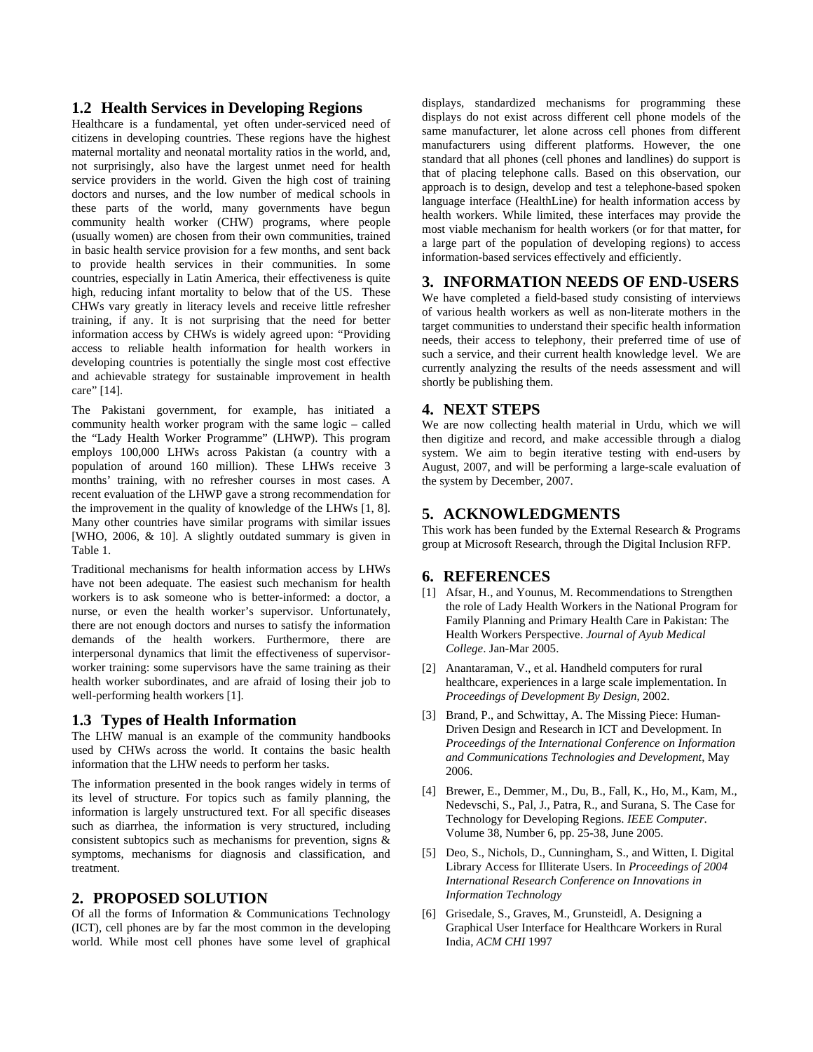## 1.2 Health Services in Developing Regions

Healthcare is a fundamental, yet often under-serviced need of citizens in developing countries. These regions have the highest maternal mortality and neonatal mortality ratios in the world, and, not surprisingly, also have the largest unmet need for health service providers in the world. Given the high cost of training doctors and nurses, and the low number of medical schools in these parts of the world, many governments have begun community health worker (CHW) programs, where people (usually women) are chosen from their own communities, trained in basic health service provision for a few months, and sent back to provide health services in their communities. In some countries, especially in Latin America, their effectiveness is quite high, reducing infant mortality to below that of the US. These CHWs vary greatly in literacy levels and receive little refresher training, if any. It is not surprising that the need for better information access by CHWs is widely agreed upon: "Providing access to reliable health information for health workers in developing countries is potentially the single most cost effective and achievable strategy for sustainable improvement in health care" [14].

The Pakistani government, for example, has initiated a community health worker program with the same logic – called the "Lady Health Worker Programme" (LHWP). This program employs 100,000 LHWs across Pakistan (a country with a population of around 160 million). These LHWs receive 3 months' training, with no refresher courses in most cases. A recent evaluation of the LHWP gave a strong recommendation for the improvement in the quality of knowledge of the LHWs [1, 8]. Many other countries have similar programs with similar issues [WHO, 2006, & 10]. A slightly outdated summary is given in Table 1.

Traditional mechanisms for health information access by LHWs have not been adequate. The easiest such mechanism for health workers is to ask someone who is better-informed: a doctor, a nurse, or even the health worker's supervisor. Unfortunately, there are not enough doctors and nurses to satisfy the information demands of the health workers. Furthermore, there are interpersonal dynamics that limit the effectiveness of supervisor-worker training: some supervisors have the same training as their health worker subordinates, and are afraid of losing their job to well-performing health workers [1].

## 1.3 Types of Health Information

The LHW manual is an example of the community handbooks used by CHWs across the world. It contains the basic health information that the LHW needs to perform her tasks.

The information presented in the book ranges widely in terms of its level of structure. For topics such as family planning, the information is largely unstructured text. For all specific diseases such as diarrhea, the information is very structured, including consistent subtopics such as mechanisms for prevention, signs & symptoms, mechanisms for diagnosis and classification, and treatment.

# 2. PROPOSED SOLUTION

Of all the forms of Information & Communications Technology (ICT), cell phones are by far the most common in the developing world. While most cell phones have some level of graphical displays, standardized mechanisms for programming these displays do not exist across different cell phone models of the same manufacturer, let alone across cell phones from different manufacturers using different platforms. However, the one standard that all phones (cell phones and landlines) do support is that of placing telephone calls. Based on this observation, our approach is to design, develop and test a telephone-based spoken language interface (HealthLine) for health information access by health workers. While limited, these interfaces may provide the most viable mechanism for health workers (or for that matter, for a large part of the population of developing regions) to access information-based services effectively and efficiently.

# 3. INFORMATION NEEDS OF END-USERS

We have completed a field-based study consisting of interviews of various health workers as well as non-literate mothers in the target communities to understand their specific health information needs, their access to telephony, their preferred time of use of such a service, and their current health knowledge level. We are currently analyzing the results of the needs assessment and will shortly be publishing them.

# 4. NEXT STEPS

We are now collecting health material in Urdu, which we will then digitize and record, and make accessible through a dialog system. We aim to begin iterative testing with end-users by August, 2007, and will be performing a large-scale evaluation of the system by December, 2007.

# 5. ACKNOWLEDGMENTS

This work has been funded by the External Research & Programs group at Microsoft Research, through the Digital Inclusion RFP.

# 6. REFERENCES

[1] Afsar, H., and Younus, M. Recommendations to Strengthen the role of Lady Health Workers in the National Program for Family Planning and Primary Health Care in Pakistan: The Health Workers Perspective. *Journal of Ayub Medical College*. Jan-Mar 2005.

[2] Anantaraman, V., et al. Handheld computers for rural healthcare, experiences in a large scale implementation. In *Proceedings of Development By Design*, 2002.

[3] Brand, P., and Schwittay, A. The Missing Piece: Human-Driven Design and Research in ICT and Development. In *Proceedings of the International Conference on Information and Communications Technologies and Development*, May 2006.

[4] Brewer, E., Demmer, M., Du, B., Fall, K., Ho, M., Kam, M., Nedevschi, S., Pal, J., Patra, R., and Surana, S. The Case for Technology for Developing Regions. *IEEE Computer*. Volume 38, Number 6, pp. 25-38, June 2005.

[5] Deo, S., Nichols, D., Cunningham, S., and Witten, I. Digital Library Access for Illiterate Users. In *Proceedings of 2004 International Research Conference on Innovations in Information Technology*

[6] Grisedale, S., Graves, M., Grunsteidl, A. Designing a Graphical User Interface for Healthcare Workers in Rural India, *ACM CHI* 1997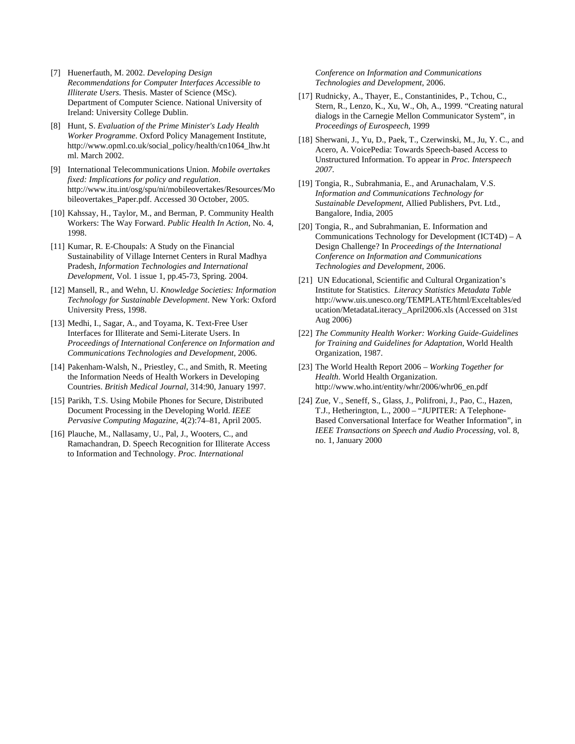[7] Huenerfauth, M. 2002. *Developing Design Recommendations for Computer Interfaces Accessible to Illiterate Users*. Thesis. Master of Science (MSc). Department of Computer Science. National University of Ireland: University College Dublin.

[8] Hunt, S. *Evaluation of the Prime Minister's Lady Health Worker Programme*. Oxford Policy Management Institute, http://www.opml.co.uk/social_policy/health/cn1064_lhw.html. March 2002.

[9] International Telecommunications Union. *Mobile overtakes fixed: Implications for policy and regulation*. http://www.itu.int/osg/spu/ni/mobileovertakes/Resources/Mobileovertakes_Paper.pdf. Accessed 30 October, 2005.

[10] Kahssay, H., Taylor, M., and Berman, P. Community Health Workers: The Way Forward. *Public Health In Action*, No. 4, 1998.

[11] Kumar, R. E-Choupals: A Study on the Financial Sustainability of Village Internet Centers in Rural Madhya Pradesh, *Information Technologies and International Development*, Vol. 1 issue 1, pp.45-73, Spring. 2004.

[12] Mansell, R., and Wehn, U. *Knowledge Societies: Information Technology for Sustainable Development*. New York: Oxford University Press, 1998.

[13] Medhi, I., Sagar, A., and Toyama, K. Text-Free User Interfaces for Illiterate and Semi-Literate Users. In *Proceedings of International Conference on Information and Communications Technologies and Development*, 2006.

[14] Pakenham-Walsh, N., Priestley, C., and Smith, R. Meeting the Information Needs of Health Workers in Developing Countries. *British Medical Journal*, 314:90, January 1997.

[15] Parikh, T.S. Using Mobile Phones for Secure, Distributed Document Processing in the Developing World. *IEEE Pervasive Computing Magazine*, 4(2):74–81, April 2005.

[16] Plauche, M., Nallasamy, U., Pal, J., Wooters, C., and Ramachandran, D. Speech Recognition for Illiterate Access to Information and Technology. *Proc. International Conference on Information and Communications Technologies and Development*, 2006.

[17] Rudnicky, A., Thayer, E., Constantinides, P., Tchou, C., Stern, R., Lenzo, K., Xu, W., Oh, A., 1999. "Creating natural dialogs in the Carnegie Mellon Communicator System", in *Proceedings of Eurospeech*, 1999

[18] Sherwani, J., Yu, D., Paek, T., Czerwinski, M., Ju, Y. C., and Acero, A. VoicePedia: Towards Speech-based Access to Unstructured Information. To appear in *Proc. Interspeech 2007*.

[19] Tongia, R., Subrahmania, E., and Arunachalam, V.S. *Information and Communications Technology for Sustainable Development*, Allied Publishers, Pvt. Ltd., Bangalore, India, 2005

[20] Tongia, R., and Subrahmanian, E. Information and Communications Technology for Development (ICT4D) – A Design Challenge? In *Proceedings of the International Conference on Information and Communications Technologies and Development*, 2006.

[21] UN Educational, Scientific and Cultural Organization's Institute for Statistics. *Literacy Statistics Metadata Table* http://www.uis.unesco.org/TEMPLATE/html/Exceltables/education/MetadataLiteracy_April2006.xls (Accessed on 31st Aug 2006)

[22] *The Community Health Worker: Working Guide-Guidelines for Training and Guidelines for Adaptation*, World Health Organization, 1987.

[23] The World Health Report 2006 – *Working Together for Health*. World Health Organization. http://www.who.int/entity/whr/2006/whr06_en.pdf

[24] Zue, V., Seneff, S., Glass, J., Polifroni, J., Pao, C., Hazen, T.J., Hetherington, L., 2000 – "JUPITER: A Telephone-Based Conversational Interface for Weather Information", in *IEEE Transactions on Speech and Audio Processing*, vol. 8, no. 1, January 2000